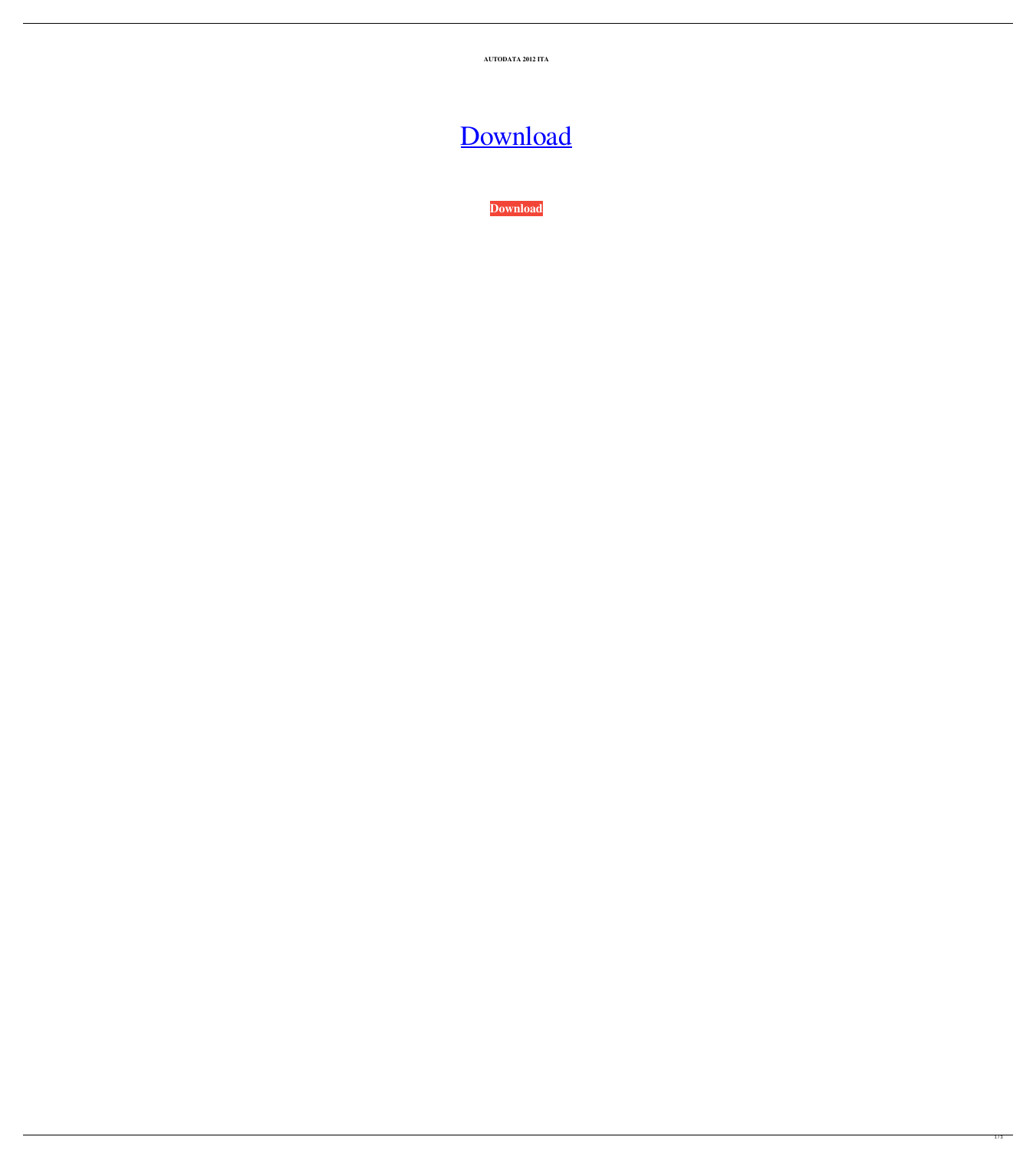**AUTODATA 2012 ITA**

Download

**Download**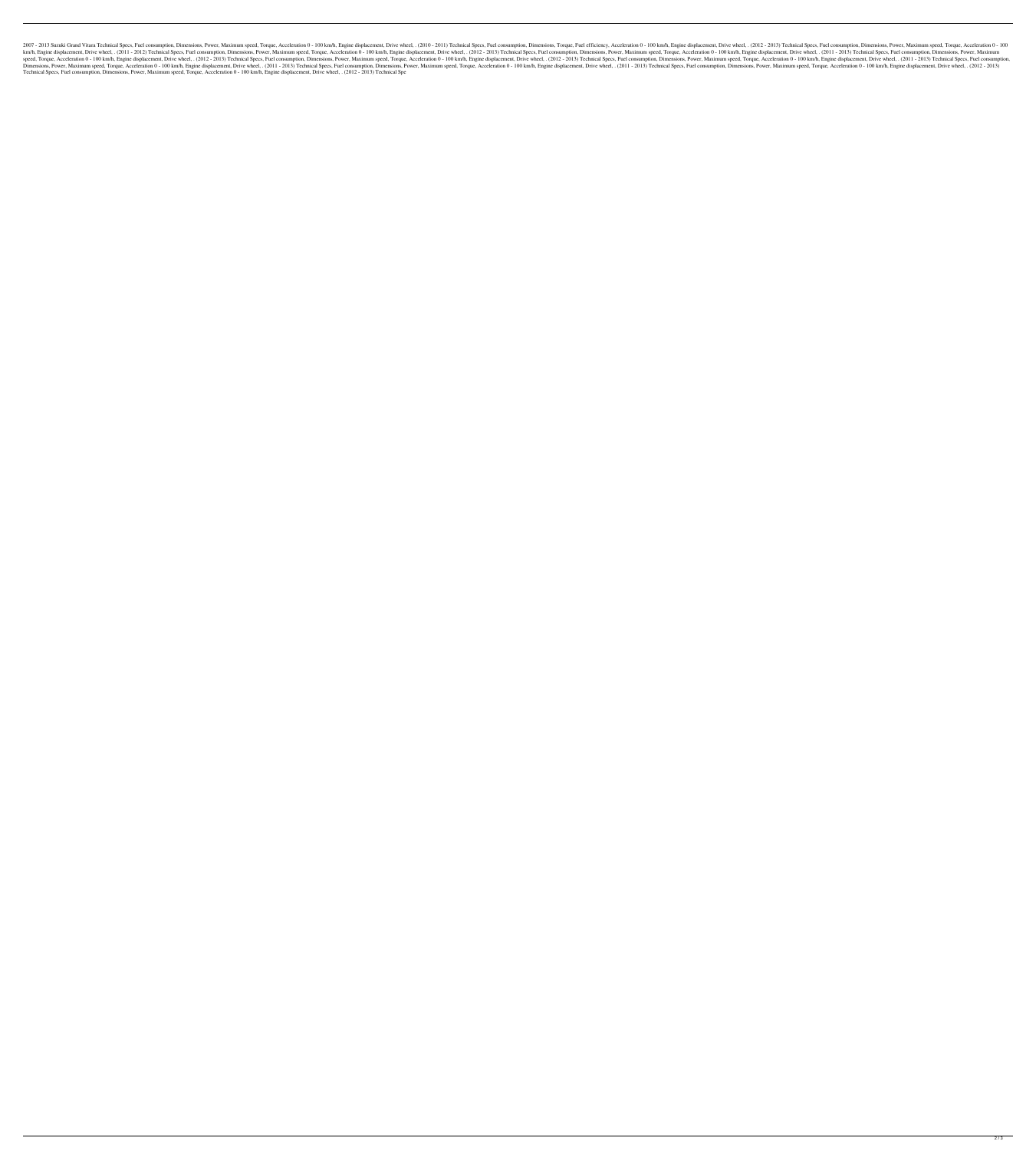2007 - 2013 Suzuki Grand Vitara Technical Specs, Fuel consumption, Dimensions, Power, Maximum speed, Torque, Acceleration 0 - 100 km/h, Engine displacement, Drive wheel, . (2010 - 2011) Technical Specs, Fuel consumption, Dimensions, Torque, Fuel efficiency, Acceleration 0 - 100 km/h, Engine displacement, Drive wheel, . (2012 - 2013) Technical Specs, Fuel consumption, Dimensions, Power, Maximum speed, Torque, Acceleration 0 - 100 km/h, Engine displacement, Drive wheel, . (2011 - 2012) Technical Specs, Fuel consumption, Dimensions, Power, Maximum speed, Torque, Acceleration 0 - 100 km/h, Engine displacement, Drive wheel, . (2012 - 2013) Technical Specs, Fuel consumption, Dimensions, Power, Maximum speed, Torque, Acceleration 0 - 100 km/h, Engine displacement, Drive wheel, . (2011 - 2013) Technical Specs, Fuel consumption, Dimensions, Power, Maximum speed, Torque, Acceleration 0 - 100 km/h, Engine displacement, Drive wheel, . (2012 - 2013) Technical Specs, Fuel consumption, Dimensions, Power, Maximum speed, Torque, Acceleration 0 - 100 km/h, Engine displacement, Drive wheel, . (2012 - 2013) Technical Specs, Fuel consumption, Dimensions, Power, Maximum speed, Torque, Acceleration 0 - 100 km/h, Engine displacement, Drive wheel, . (2011 - 2013) Technical Specs, Fuel consumption, Dimensions, Power, Maximum speed, Torque, Acceleration 0 - 100 km/h, Engine displacement, Drive wheel, . (2011 - 2013) Technical Specs, Fuel consumption, Dimensions, Power, Maximum speed, Torque, Acceleration 0 - 100 km/h, Engine displacement, Drive wheel, . (2011 - 2013) Technical Specs, Fuel consumption, Dimensions, Power, Maximum speed, Torque, Acceleration 0 - 100 km/h, Engine displacement, Drive wheel, . (2012 - 2013) Technical Specs, Fuel consumption, Dimensions, Power, Maximum speed, Torque, Acceleration 0 - 100 km/h, Engine displacement, Drive wheel, . (2012 - 2013) Technical Spe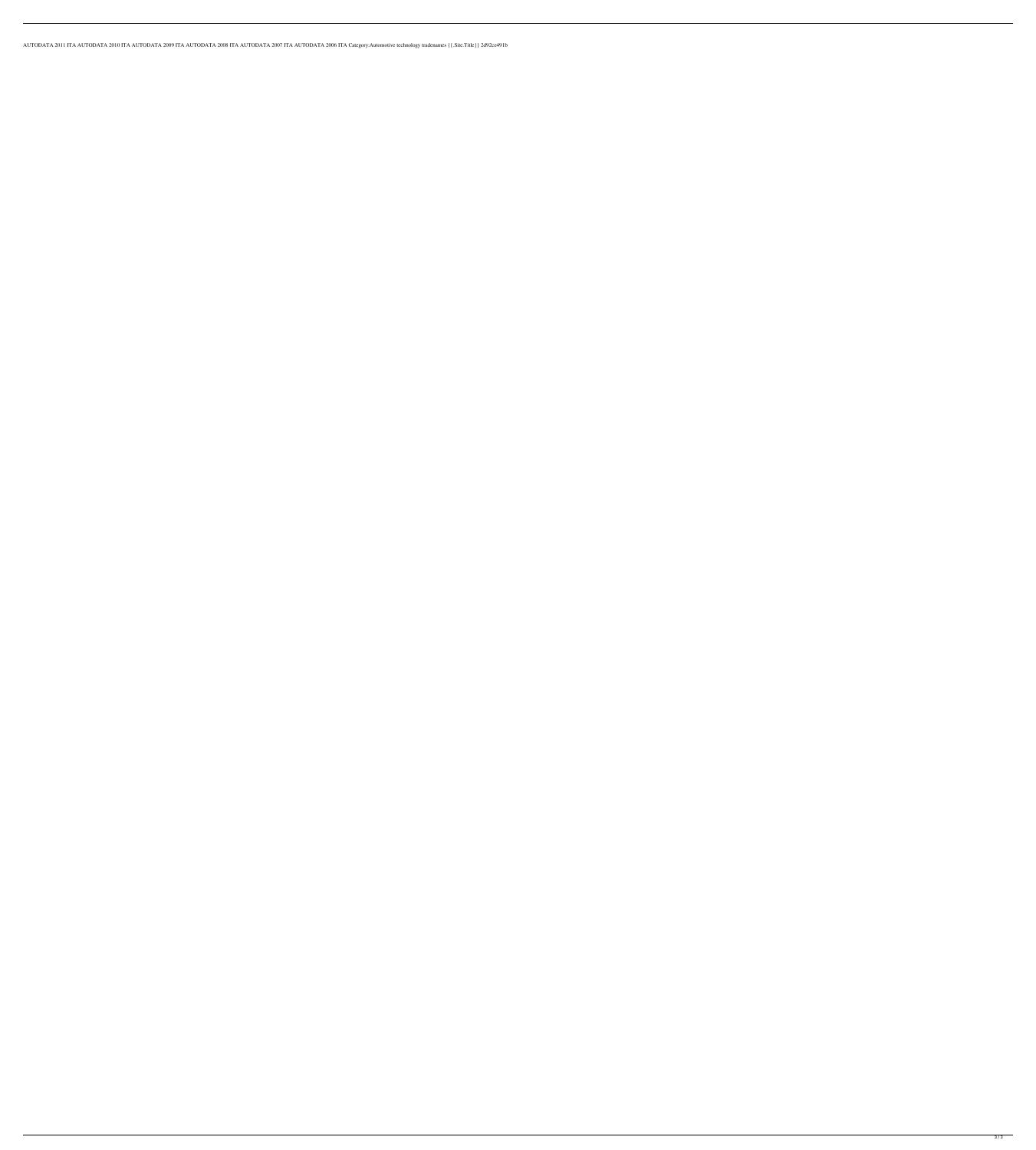AUTODATA 2011 ITA AUTODATA 2010 ITA AUTODATA 2009 ITA AUTODATA 2008 ITA AUTODATA 2007 ITA AUTODATA 2006 ITA Category:Automotive technology tradenames {{.Site.Title}} 2d92ce491b